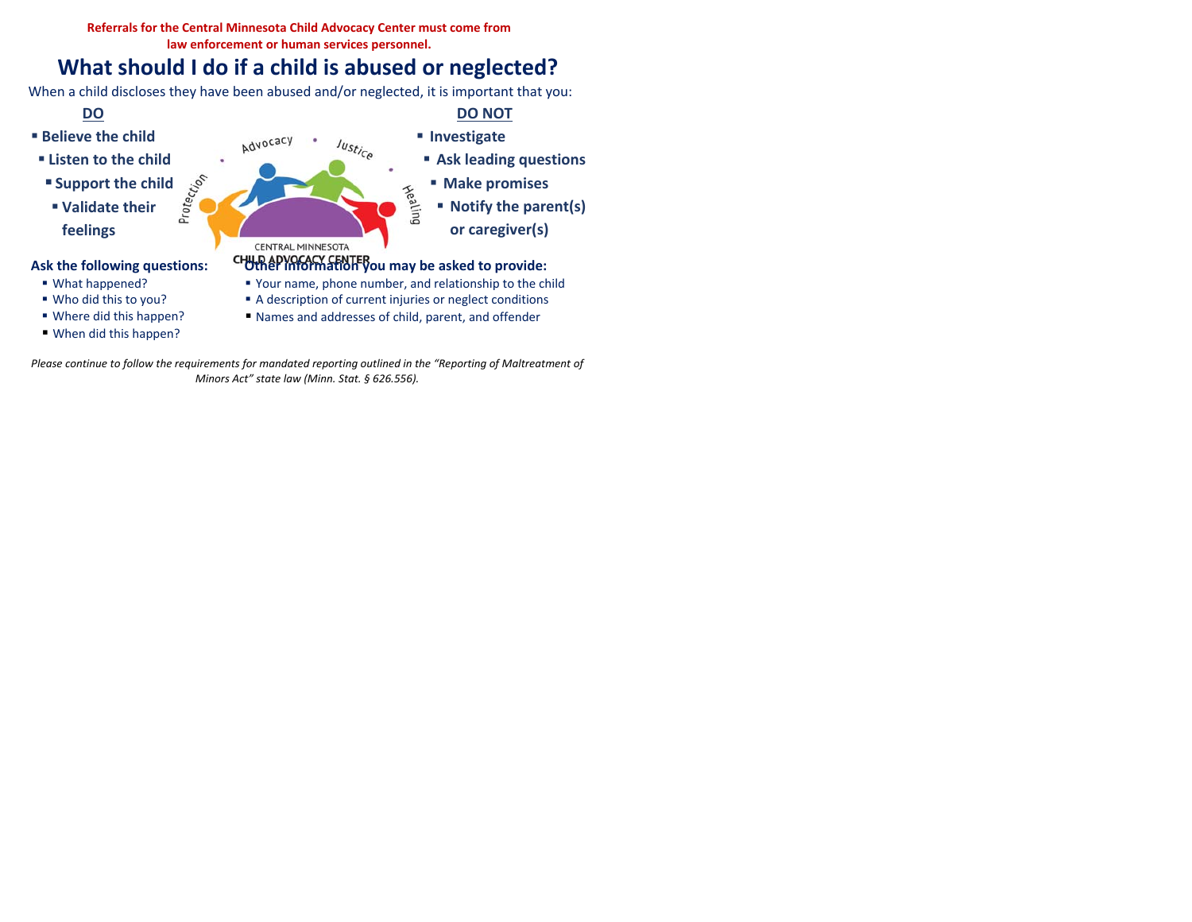**Referrals for the Central Minnesota Child Advocacy Center must come from law enforcement or human services personnel.**

# What should I do if a child is abused or neglected?

When a child discloses they have been abused and/or neglected, it is important that you:

**DO**

- **Believe the child**
- **Listen to the child**
- **Support the child**
- **Validate their feelings**

**DO NOT**

- **Investigate**
- **Ask leading questions**
- **Make promises**
- **Notify the parent(s) or caregiver(s)**

Advocacy • Justice • Healing • Protection

CENTRAL MINNESOTA CHILD ADVOCACY CENTER

**Ask the following questions:**

- What happened?
- Who did this to you?
- Where did this happen?
- When did this happen?

**Other information you may be asked to provide:**

- Your name, phone number, and relationship to the child
- A description of current injuries or neglect conditions
- Names and addresses of child, parent, and offender

*Please continue to follow the requirements for mandated reporting outlined in the "Reporting of Maltreatment of Minors Act" state law (Minn. Stat. § 626.556).*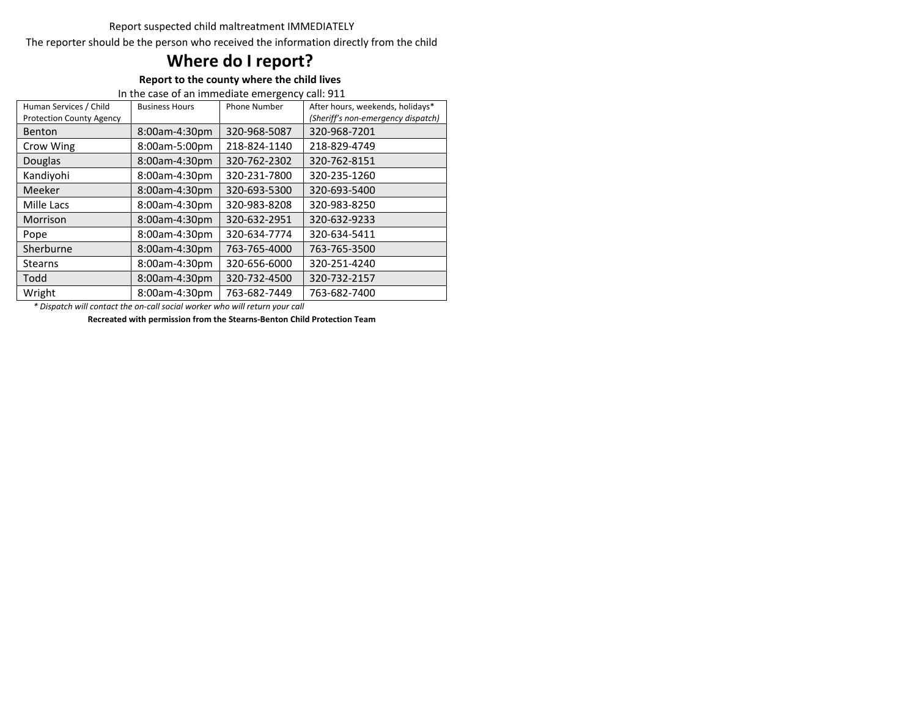Report suspected child maltreatment IMMEDIATELY

The reporter should be the person who received the information directly from the child

# Where do I report?

**Report to the county where the child lives**

In the case of an immediate emergency call: 911

| Human Services / Child Protection County Agency | Business Hours | Phone Number | After hours, weekends, holidays* *(Sheriff's non-emergency dispatch)* |
|---|---|---|---|
| Benton | 8:00am-4:30pm | 320-968-5087 | 320-968-7201 |
| Crow Wing | 8:00am-5:00pm | 218-824-1140 | 218-829-4749 |
| Douglas | 8:00am-4:30pm | 320-762-2302 | 320-762-8151 |
| Kandiyohi | 8:00am-4:30pm | 320-231-7800 | 320-235-1260 |
| Meeker | 8:00am-4:30pm | 320-693-5300 | 320-693-5400 |
| Mille Lacs | 8:00am-4:30pm | 320-983-8208 | 320-983-8250 |
| Morrison | 8:00am-4:30pm | 320-632-2951 | 320-632-9233 |
| Pope | 8:00am-4:30pm | 320-634-7774 | 320-634-5411 |
| Sherburne | 8:00am-4:30pm | 763-765-4000 | 763-765-3500 |
| Stearns | 8:00am-4:30pm | 320-656-6000 | 320-251-4240 |
| Todd | 8:00am-4:30pm | 320-732-4500 | 320-732-2157 |
| Wright | 8:00am-4:30pm | 763-682-7449 | 763-682-7400 |

*\* Dispatch will contact the on-call social worker who will return your call*

**Recreated with permission from the Stearns-Benton Child Protection Team**